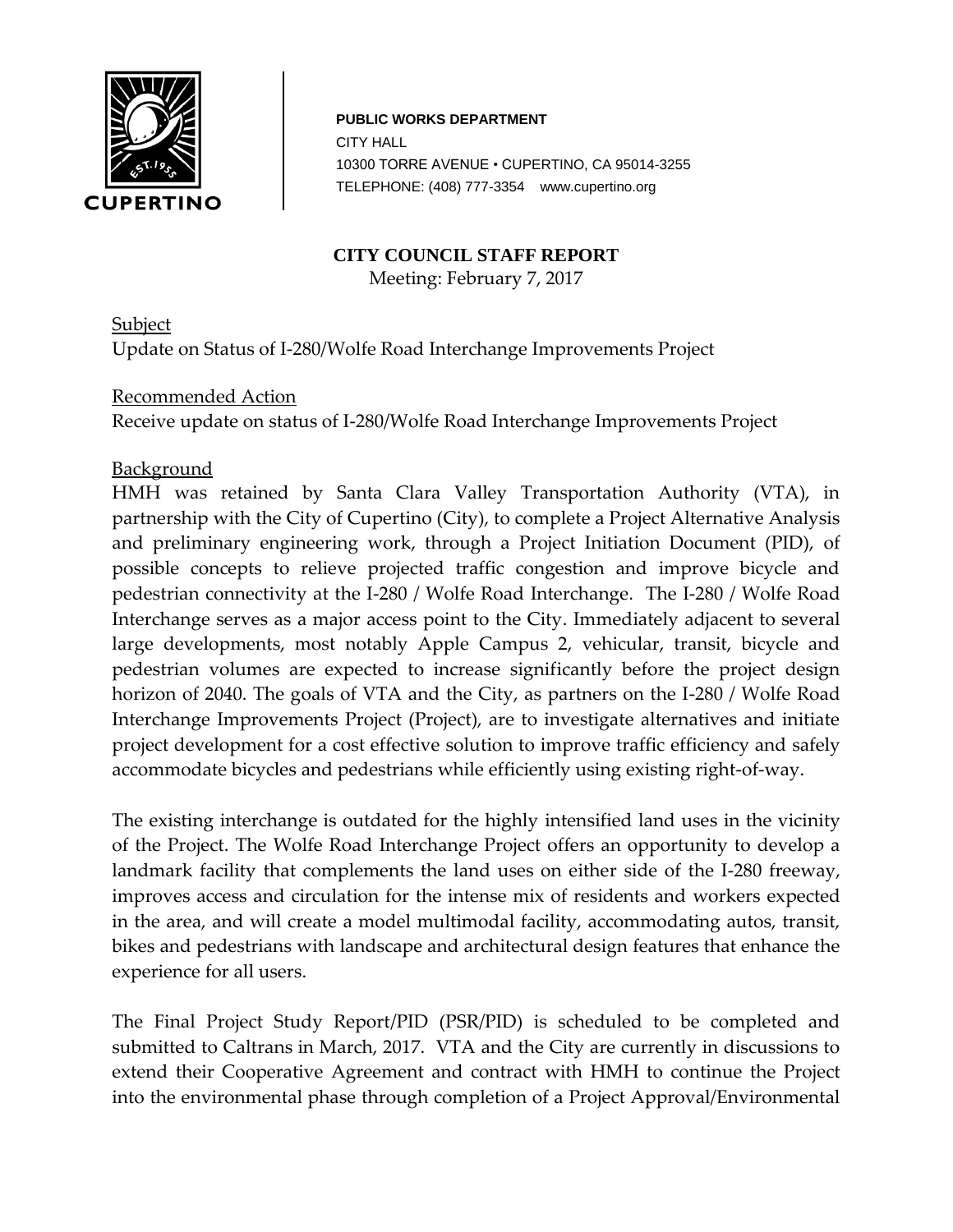**PUBLIC WORKS DEPARTMENT**
CITY HALL
10300 TORRE AVENUE • CUPERTINO, CA 95014-3255
TELEPHONE: (408) 777-3354 www.cupertino.org

# CITY COUNCIL STAFF REPORT

Meeting: February 7, 2017

## Subject

Update on Status of I-280/Wolfe Road Interchange Improvements Project

## Recommended Action

Receive update on status of I-280/Wolfe Road Interchange Improvements Project

## Background

HMH was retained by Santa Clara Valley Transportation Authority (VTA), in partnership with the City of Cupertino (City), to complete a Project Alternative Analysis and preliminary engineering work, through a Project Initiation Document (PID), of possible concepts to relieve projected traffic congestion and improve bicycle and pedestrian connectivity at the I-280 / Wolfe Road Interchange. The I-280 / Wolfe Road Interchange serves as a major access point to the City. Immediately adjacent to several large developments, most notably Apple Campus 2, vehicular, transit, bicycle and pedestrian volumes are expected to increase significantly before the project design horizon of 2040. The goals of VTA and the City, as partners on the I-280 / Wolfe Road Interchange Improvements Project (Project), are to investigate alternatives and initiate project development for a cost effective solution to improve traffic efficiency and safely accommodate bicycles and pedestrians while efficiently using existing right-of-way.

The existing interchange is outdated for the highly intensified land uses in the vicinity of the Project. The Wolfe Road Interchange Project offers an opportunity to develop a landmark facility that complements the land uses on either side of the I-280 freeway, improves access and circulation for the intense mix of residents and workers expected in the area, and will create a model multimodal facility, accommodating autos, transit, bikes and pedestrians with landscape and architectural design features that enhance the experience for all users.

The Final Project Study Report/PID (PSR/PID) is scheduled to be completed and submitted to Caltrans in March, 2017. VTA and the City are currently in discussions to extend their Cooperative Agreement and contract with HMH to continue the Project into the environmental phase through completion of a Project Approval/Environmental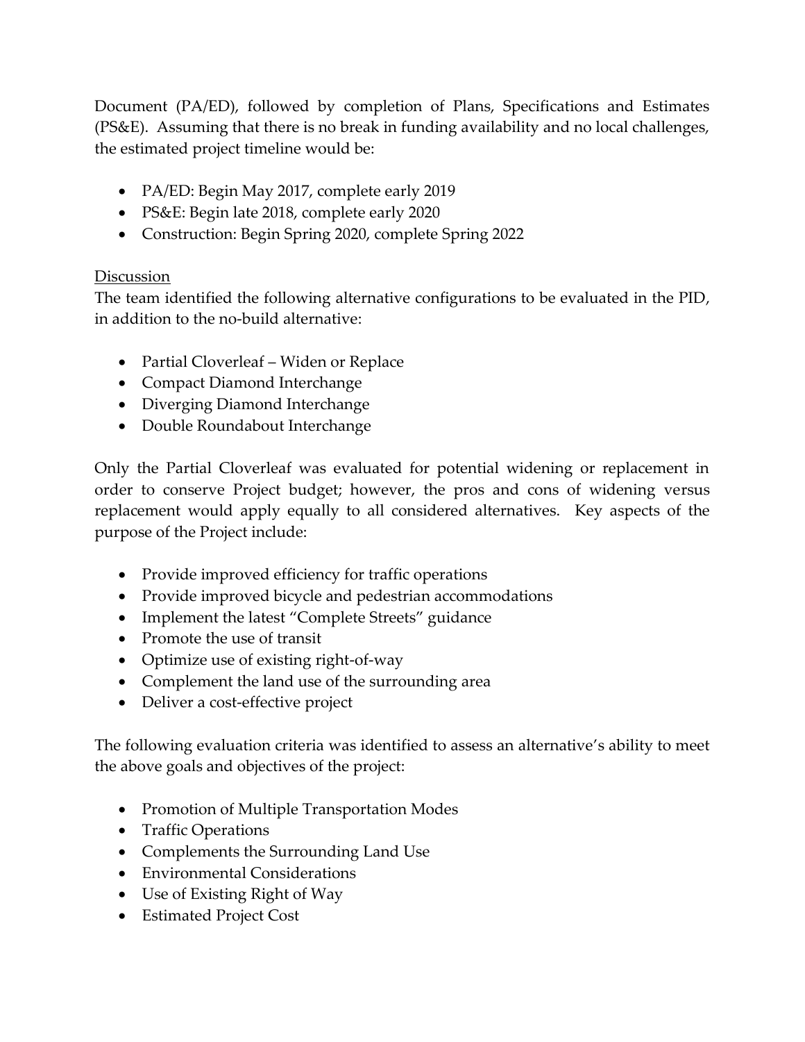Document (PA/ED), followed by completion of Plans, Specifications and Estimates (PS&E). Assuming that there is no break in funding availability and no local challenges, the estimated project timeline would be:

- PA/ED: Begin May 2017, complete early 2019
- PS&E: Begin late 2018, complete early 2020
- Construction: Begin Spring 2020, complete Spring 2022

<u>Discussion</u>

The team identified the following alternative configurations to be evaluated in the PID, in addition to the no-build alternative:

- Partial Cloverleaf – Widen or Replace
- Compact Diamond Interchange
- Diverging Diamond Interchange
- Double Roundabout Interchange

Only the Partial Cloverleaf was evaluated for potential widening or replacement in order to conserve Project budget; however, the pros and cons of widening versus replacement would apply equally to all considered alternatives. Key aspects of the purpose of the Project include:

- Provide improved efficiency for traffic operations
- Provide improved bicycle and pedestrian accommodations
- Implement the latest "Complete Streets" guidance
- Promote the use of transit
- Optimize use of existing right-of-way
- Complement the land use of the surrounding area
- Deliver a cost-effective project

The following evaluation criteria was identified to assess an alternative's ability to meet the above goals and objectives of the project:

- Promotion of Multiple Transportation Modes
- Traffic Operations
- Complements the Surrounding Land Use
- Environmental Considerations
- Use of Existing Right of Way
- Estimated Project Cost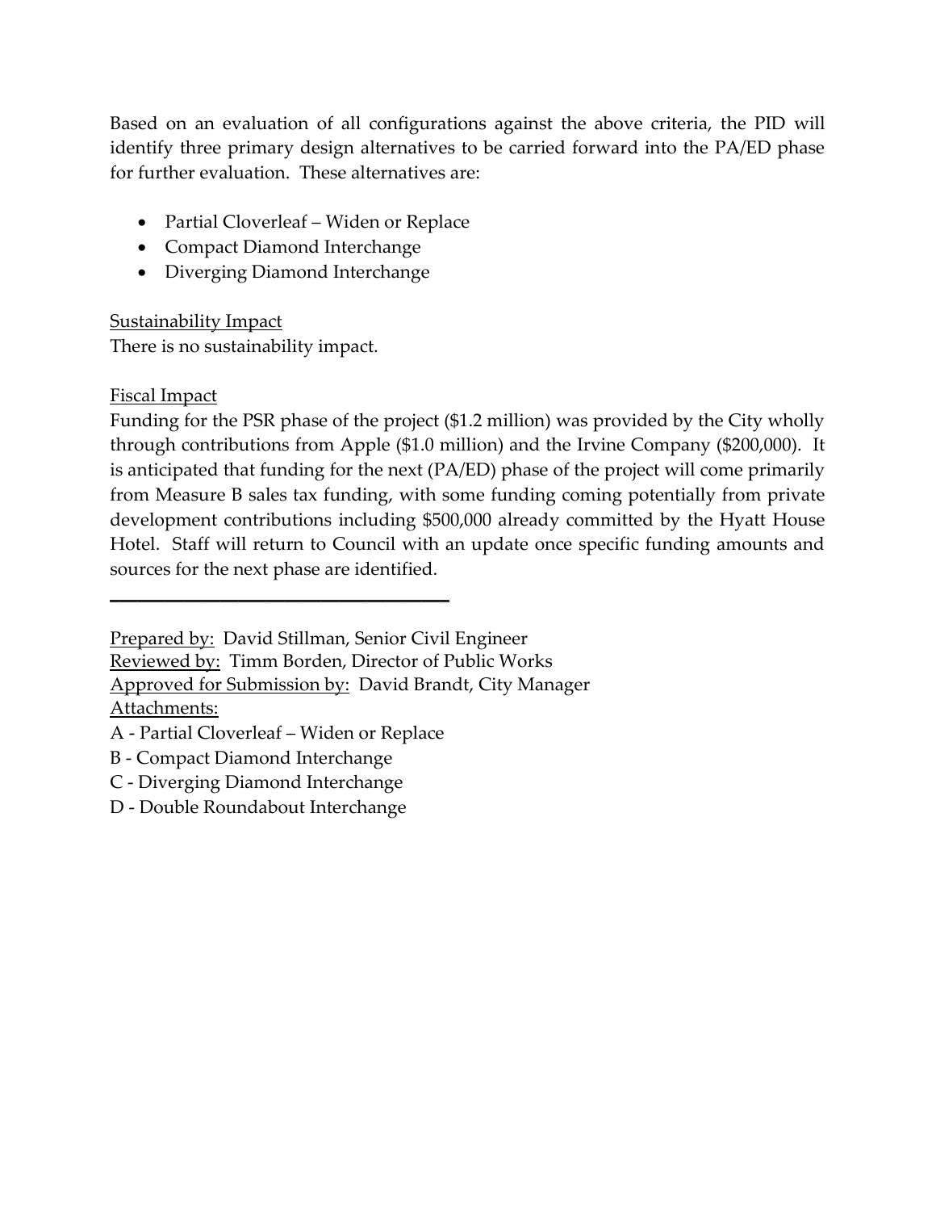Based on an evaluation of all configurations against the above criteria, the PID will identify three primary design alternatives to be carried forward into the PA/ED phase for further evaluation. These alternatives are:

- Partial Cloverleaf – Widen or Replace
- Compact Diamond Interchange
- Diverging Diamond Interchange

Sustainability Impact

There is no sustainability impact.

Fiscal Impact

Funding for the PSR phase of the project ($1.2 million) was provided by the City wholly through contributions from Apple ($1.0 million) and the Irvine Company ($200,000). It is anticipated that funding for the next (PA/ED) phase of the project will come primarily from Measure B sales tax funding, with some funding coming potentially from private development contributions including $500,000 already committed by the Hyatt House Hotel. Staff will return to Council with an update once specific funding amounts and sources for the next phase are identified.

---

Prepared by: David Stillman, Senior Civil Engineer
Reviewed by: Timm Borden, Director of Public Works
Approved for Submission by: David Brandt, City Manager
Attachments:
A - Partial Cloverleaf – Widen or Replace
B - Compact Diamond Interchange
C - Diverging Diamond Interchange
D - Double Roundabout Interchange